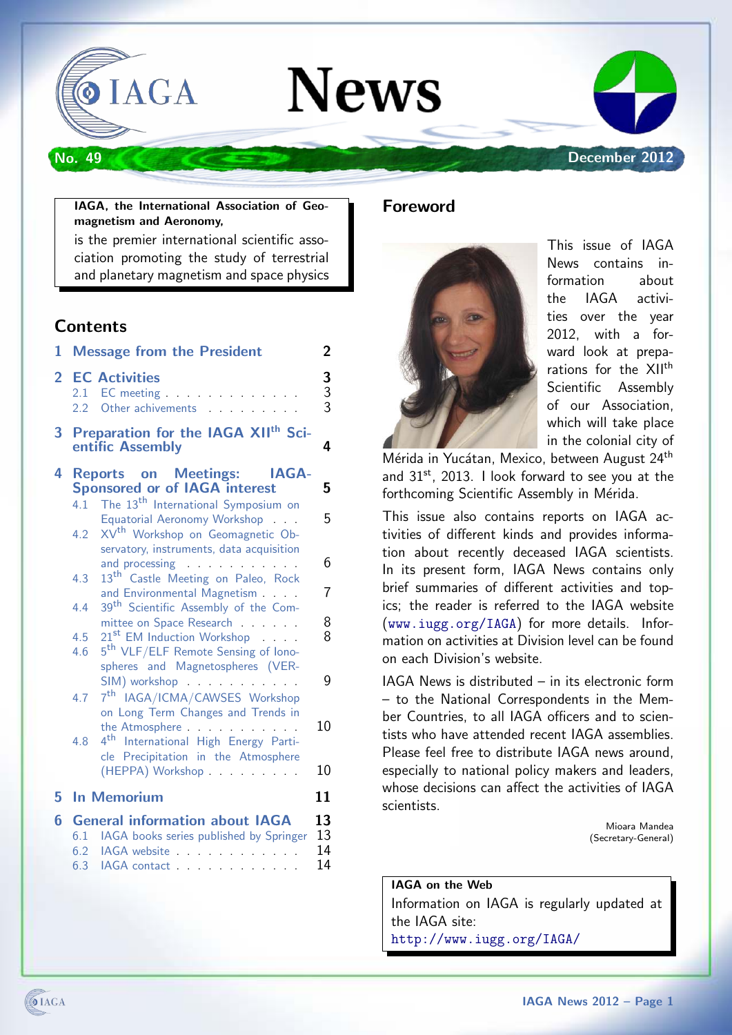# IAGA News

**No. 49** — **December 2012**

**IAGA, the International Association of Geomagnetism and Aeronomy,**
is the premier international scientific association promoting the study of terrestrial and planetary magnetism and space physics

## Contents

1 Message from the President — 2

2 EC Activities — 3
- 2.1 EC meeting — 3
- 2.2 Other achievements — 3

3 Preparation for the IAGA XII$^{th}$ Scientific Assembly — 4

4 Reports on Meetings: IAGA-Sponsored or of IAGA interest — 5
- 4.1 The 13$^{th}$ International Symposium on Equatorial Aeronomy Workshop — 5
- 4.2 XV$^{th}$ Workshop on Geomagnetic Observatory, instruments, data acquisition and processing — 6
- 4.3 13$^{th}$ Castle Meeting on Paleo, Rock and Environmental Magnetism — 7
- 4.4 39$^{th}$ Scientific Assembly of the Committee on Space Research — 8
- 4.5 21$^{st}$ EM Induction Workshop — 8
- 4.6 5$^{th}$ VLF/ELF Remote Sensing of Ionospheres and Magnetospheres (VERSIM) workshop — 9
- 4.7 7$^{th}$ IAGA/ICMA/CAWSES Workshop on Long Term Changes and Trends in the Atmosphere — 10
- 4.8 4$^{th}$ International High Energy Particle Precipitation in the Atmosphere (HEPPA) Workshop — 10

5 In Memorium — 11

6 General information about IAGA — 13
- 6.1 IAGA books series published by Springer — 13
- 6.2 IAGA website — 14
- 6.3 IAGA contact — 14

## Foreword

This issue of IAGA News contains information about the IAGA activities over the year 2012, with a forward look at preparations for the XII$^{th}$ Scientific Assembly of our Association, which will take place in the colonial city of Mérida in Yucátan, Mexico, between August 24$^{th}$ and 31$^{st}$, 2013. I look forward to see you at the forthcoming Scientific Assembly in Mérida.

This issue also contains reports on IAGA activities of different kinds and provides information about recently deceased IAGA scientists. In its present form, IAGA News contains only brief summaries of different activities and topics; the reader is referred to the IAGA website (www.iugg.org/IAGA) for more details. Information on activities at Division level can be found on each Division's website.

IAGA News is distributed – in its electronic form – to the National Correspondents in the Member Countries, to all IAGA officers and to scientists who have attended recent IAGA assemblies. Please feel free to distribute IAGA news around, especially to national policy makers and leaders, whose decisions can affect the activities of IAGA scientists.

Mioara Mandea
(Secretary-General)

**IAGA on the Web**
Information on IAGA is regularly updated at the IAGA site:
http://www.iugg.org/IAGA/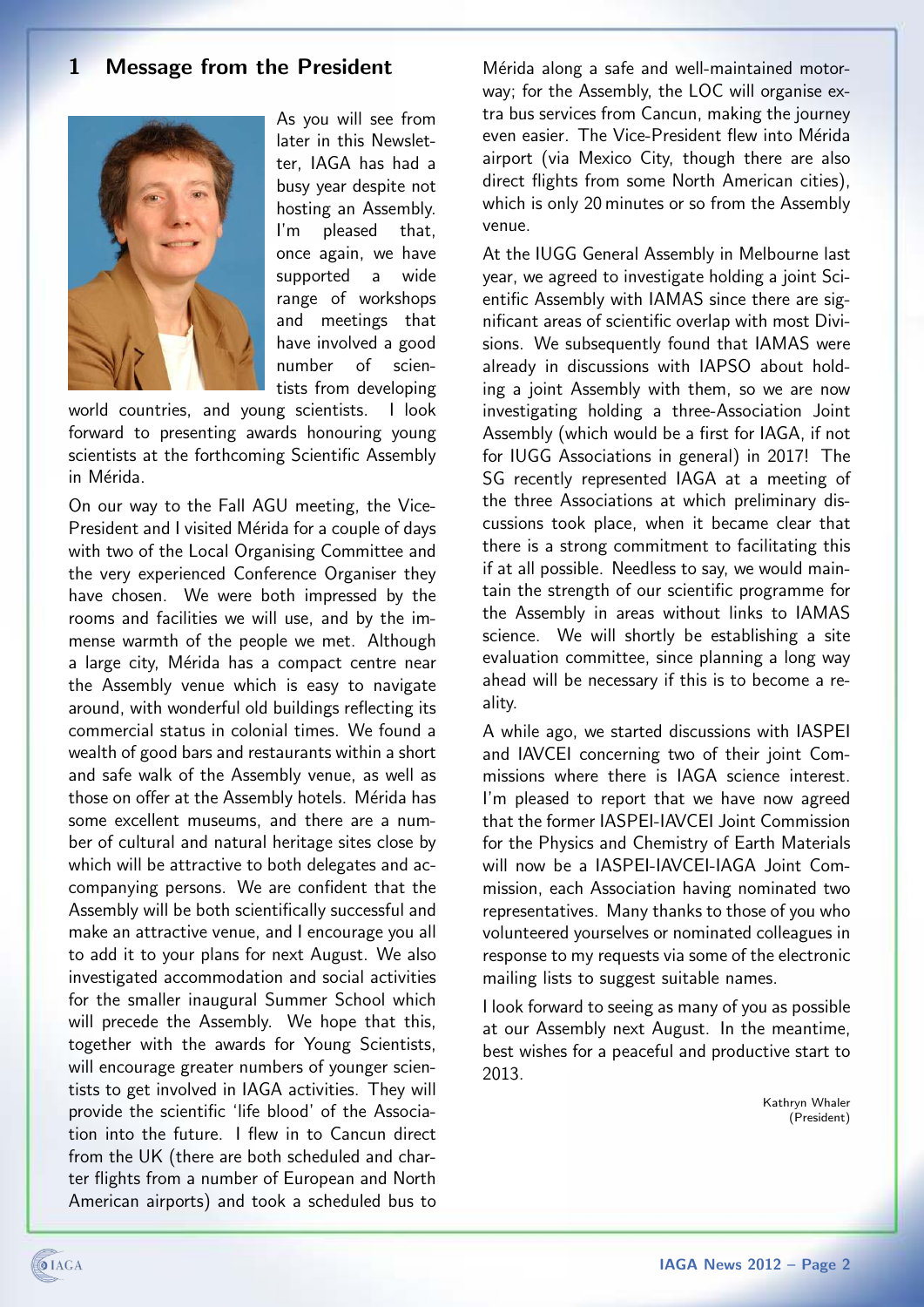## 1 Message from the President

As you will see from later in this Newsletter, IAGA has had a busy year despite not hosting an Assembly. I'm pleased that, once again, we have supported a wide range of workshops and meetings that have involved a good number of scientists from developing world countries, and young scientists. I look forward to presenting awards honouring young scientists at the forthcoming Scientific Assembly in Mérida.

On our way to the Fall AGU meeting, the Vice-President and I visited Mérida for a couple of days with two of the Local Organising Committee and the very experienced Conference Organiser they have chosen. We were both impressed by the rooms and facilities we will use, and by the immense warmth of the people we met. Although a large city, Mérida has a compact centre near the Assembly venue which is easy to navigate around, with wonderful old buildings reflecting its commercial status in colonial times. We found a wealth of good bars and restaurants within a short and safe walk of the Assembly venue, as well as those on offer at the Assembly hotels. Mérida has some excellent museums, and there are a number of cultural and natural heritage sites close by which will be attractive to both delegates and accompanying persons. We are confident that the Assembly will be both scientifically successful and make an attractive venue, and I encourage you all to add it to your plans for next August. We also investigated accommodation and social activities for the smaller inaugural Summer School which will precede the Assembly. We hope that this, together with the awards for Young Scientists, will encourage greater numbers of younger scientists to get involved in IAGA activities. They will provide the scientific 'life blood' of the Association into the future. I flew in to Cancun direct from the UK (there are both scheduled and charter flights from a number of European and North American airports) and took a scheduled bus to Mérida along a safe and well-maintained motorway; for the Assembly, the LOC will organise extra bus services from Cancun, making the journey even easier. The Vice-President flew into Mérida airport (via Mexico City, though there are also direct flights from some North American cities), which is only 20 minutes or so from the Assembly venue.

At the IUGG General Assembly in Melbourne last year, we agreed to investigate holding a joint Scientific Assembly with IAMAS since there are significant areas of scientific overlap with most Divisions. We subsequently found that IAMAS were already in discussions with IAPSO about holding a joint Assembly with them, so we are now investigating holding a three-Association Joint Assembly (which would be a first for IAGA, if not for IUGG Associations in general) in 2017! The SG recently represented IAGA at a meeting of the three Associations at which preliminary discussions took place, when it became clear that there is a strong commitment to facilitating this if at all possible. Needless to say, we would maintain the strength of our scientific programme for the Assembly in areas without links to IAMAS science. We will shortly be establishing a site evaluation committee, since planning a long way ahead will be necessary if this is to become a reality.

A while ago, we started discussions with IASPEI and IAVCEI concerning two of their joint Commissions where there is IAGA science interest. I'm pleased to report that we have now agreed that the former IASPEI-IAVCEI Joint Commission for the Physics and Chemistry of Earth Materials will now be a IASPEI-IAVCEI-IAGA Joint Commission, each Association having nominated two representatives. Many thanks to those of you who volunteered yourselves or nominated colleagues in response to my requests via some of the electronic mailing lists to suggest suitable names.

I look forward to seeing as many of you as possible at our Assembly next August. In the meantime, best wishes for a peaceful and productive start to 2013.

Kathryn Whaler
(President)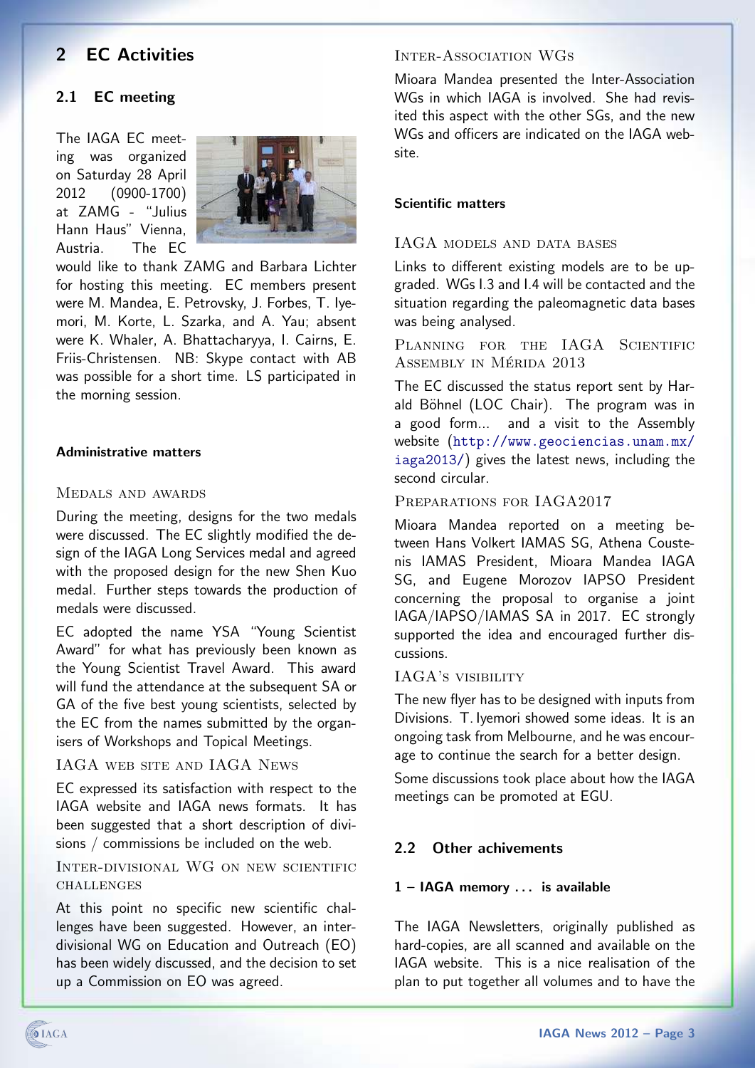## 2 EC Activities

### 2.1 EC meeting

The IAGA EC meeting was organized on Saturday 28 April 2012 (0900-1700) at ZAMG - "Julius Hann Haus" Vienna, Austria. The EC would like to thank ZAMG and Barbara Lichter for hosting this meeting. EC members present were M. Mandea, E. Petrovsky, J. Forbes, T. Iyemori, M. Korte, L. Szarka, and A. Yau; absent were K. Whaler, A. Bhattacharyya, I. Cairns, E. Friis-Christensen. NB: Skype contact with AB was possible for a short time. LS participated in the morning session.

#### Administrative matters

MEDALS AND AWARDS

During the meeting, designs for the two medals were discussed. The EC slightly modified the design of the IAGA Long Services medal and agreed with the proposed design for the new Shen Kuo medal. Further steps towards the production of medals were discussed.

EC adopted the name YSA "Young Scientist Award" for what has previously been known as the Young Scientist Travel Award. This award will fund the attendance at the subsequent SA or GA of the five best young scientists, selected by the EC from the names submitted by the organisers of Workshops and Topical Meetings.

IAGA WEB SITE AND IAGA NEWS

EC expressed its satisfaction with respect to the IAGA website and IAGA news formats. It has been suggested that a short description of divisions / commissions be included on the web.

INTER-DIVISIONAL WG ON NEW SCIENTIFIC CHALLENGES

At this point no specific new scientific challenges have been suggested. However, an interdivisional WG on Education and Outreach (EO) has been widely discussed, and the decision to set up a Commission on EO was agreed.

INTER-ASSOCIATION WGS

Mioara Mandea presented the Inter-Association WGs in which IAGA is involved. She had revisited this aspect with the other SGs, and the new WGs and officers are indicated on the IAGA website.

#### Scientific matters

IAGA MODELS AND DATA BASES

Links to different existing models are to be upgraded. WGs I.3 and I.4 will be contacted and the situation regarding the paleomagnetic data bases was being analysed.

PLANNING FOR THE IAGA SCIENTIFIC ASSEMBLY IN MÉRIDA 2013

The EC discussed the status report sent by Harald Böhnel (LOC Chair). The program was in a good form... and a visit to the Assembly website (http://www.geociencias.unam.mx/iaga2013/) gives the latest news, including the second circular.

PREPARATIONS FOR IAGA2017

Mioara Mandea reported on a meeting between Hans Volkert IAMAS SG, Athena Coustenis IAMAS President, Mioara Mandea IAGA SG, and Eugene Morozov IAPSO President concerning the proposal to organise a joint IAGA/IAPSO/IAMAS SA in 2017. EC strongly supported the idea and encouraged further discussions.

IAGA'S VISIBILITY

The new flyer has to be designed with inputs from Divisions. T. Iyemori showed some ideas. It is an ongoing task from Melbourne, and he was encourage to continue the search for a better design.

Some discussions took place about how the IAGA meetings can be promoted at EGU.

### 2.2 Other achivements

#### 1 – IAGA memory . . . is available

The IAGA Newsletters, originally published as hard-copies, are all scanned and available on the IAGA website. This is a nice realisation of the plan to put together all volumes and to have the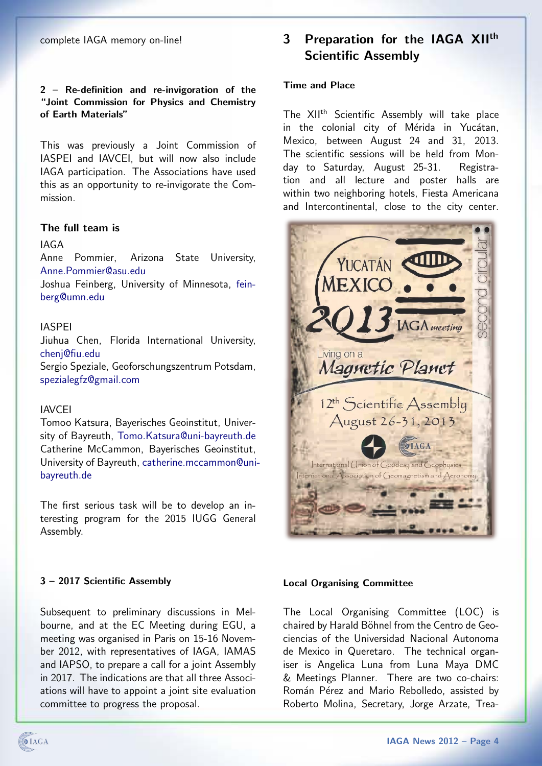complete IAGA memory on-line!

**2 – Re-definition and re-invigoration of the "Joint Commission for Physics and Chemistry of Earth Materials"**

This was previously a Joint Commission of IASPEI and IAVCEI, but will now also include IAGA participation. The Associations have used this as an opportunity to re-invigorate the Commission.

**The full team is**

IAGA
Anne Pommier, Arizona State University, Anne.Pommier@asu.edu
Joshua Feinberg, University of Minnesota, feinberg@umn.edu

IASPEI
Jiuhua Chen, Florida International University, chenj@fiu.edu
Sergio Speziale, Geoforschungszentrum Potsdam, spezialegfz@gmail.com

IAVCEI
Tomoo Katsura, Bayerisches Geoinstitut, University of Bayreuth, Tomo.Katsura@uni-bayreuth.de
Catherine McCammon, Bayerisches Geoinstitut, University of Bayreuth, catherine.mccammon@uni-bayreuth.de

The first serious task will be to develop an interesting program for the 2015 IUGG General Assembly.

**3 – 2017 Scientific Assembly**

Subsequent to preliminary discussions in Melbourne, and at the EC Meeting during EGU, a meeting was organised in Paris on 15-16 November 2012, with representatives of IAGA, IAMAS and IAPSO, to prepare a call for a joint Assembly in 2017. The indications are that all three Associations will have to appoint a joint site evaluation committee to progress the proposal.

## 3 Preparation for the IAGA XII^th Scientific Assembly

**Time and Place**

The XII^th Scientific Assembly will take place in the colonial city of Mérida in Yucátan, Mexico, between August 24 and 31, 2013. The scientific sessions will be held from Monday to Saturday, August 25-31. Registration and all lecture and poster halls are within two neighboring hotels, Fiesta Americana and Intercontinental, close to the city center.

**Local Organising Committee**

The Local Organising Committee (LOC) is chaired by Harald Böhnel from the Centro de Geociencias of the Universidad Nacional Autonoma de Mexico in Queretaro. The technical organiser is Angelica Luna from Luna Maya DMC & Meetings Planner. There are two co-chairs: Román Pérez and Mario Rebolledo, assisted by Roberto Molina, Secretary, Jorge Arzate, Trea-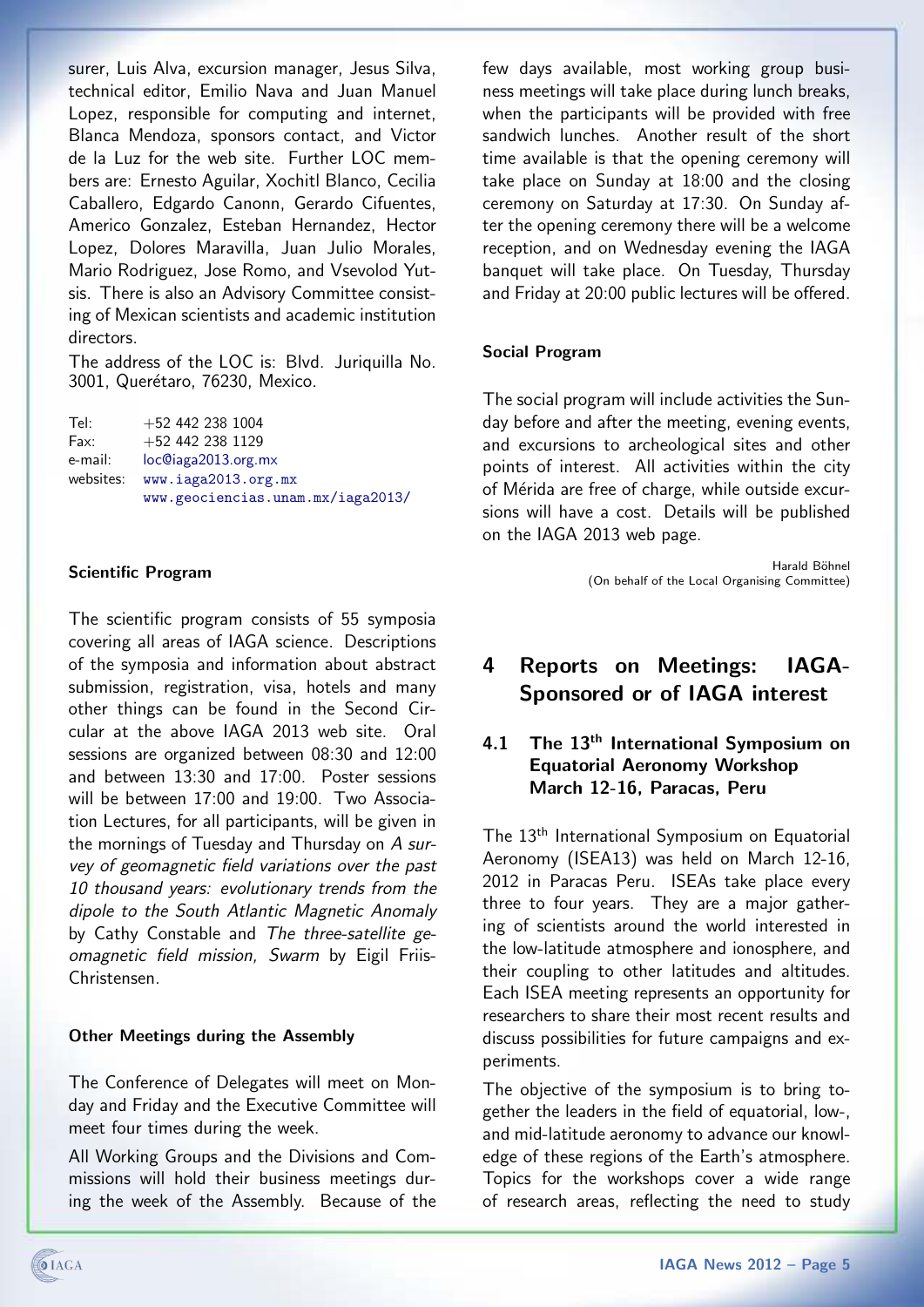surer, Luis Alva, excursion manager, Jesus Silva, technical editor, Emilio Nava and Juan Manuel Lopez, responsible for computing and internet, Blanca Mendoza, sponsors contact, and Victor de la Luz for the web site. Further LOC members are: Ernesto Aguilar, Xochitl Blanco, Cecilia Caballero, Edgardo Canonn, Gerardo Cifuentes, Americo Gonzalez, Esteban Hernandez, Hector Lopez, Dolores Maravilla, Juan Julio Morales, Mario Rodriguez, Jose Romo, and Vsevolod Yutsis. There is also an Advisory Committee consisting of Mexican scientists and academic institution directors.

The address of the LOC is: Blvd. Juriquilla No. 3001, Querétaro, 76230, Mexico.

| | |
|---|---|
| Tel: | +52 442 238 1004 |
| Fax: | +52 442 238 1129 |
| e-mail: | loc@iaga2013.org.mx |
| websites: | www.iaga2013.org.mx |
| | www.geociencias.unam.mx/iaga2013/ |

**Scientific Program**

The scientific program consists of 55 symposia covering all areas of IAGA science. Descriptions of the symposia and information about abstract submission, registration, visa, hotels and many other things can be found in the Second Circular at the above IAGA 2013 web site. Oral sessions are organized between 08:30 and 12:00 and between 13:30 and 17:00. Poster sessions will be between 17:00 and 19:00. Two Association Lectures, for all participants, will be given in the mornings of Tuesday and Thursday on *A survey of geomagnetic field variations over the past 10 thousand years: evolutionary trends from the dipole to the South Atlantic Magnetic Anomaly* by Cathy Constable and *The three-satellite geomagnetic field mission, Swarm* by Eigil Friis-Christensen.

**Other Meetings during the Assembly**

The Conference of Delegates will meet on Monday and Friday and the Executive Committee will meet four times during the week.

All Working Groups and the Divisions and Commissions will hold their business meetings during the week of the Assembly. Because of the few days available, most working group business meetings will take place during lunch breaks, when the participants will be provided with free sandwich lunches. Another result of the short time available is that the opening ceremony will take place on Sunday at 18:00 and the closing ceremony on Saturday at 17:30. On Sunday after the opening ceremony there will be a welcome reception, and on Wednesday evening the IAGA banquet will take place. On Tuesday, Thursday and Friday at 20:00 public lectures will be offered.

**Social Program**

The social program will include activities the Sunday before and after the meeting, evening events, and excursions to archeological sites and other points of interest. All activities within the city of Mérida are free of charge, while outside excursions will have a cost. Details will be published on the IAGA 2013 web page.

Harald Böhnel
(On behalf of the Local Organising Committee)

# 4 Reports on Meetings: IAGA-Sponsored or of IAGA interest

## 4.1 The 13th International Symposium on Equatorial Aeronomy Workshop March 12-16, Paracas, Peru

The 13th International Symposium on Equatorial Aeronomy (ISEA13) was held on March 12-16, 2012 in Paracas Peru. ISEAs take place every three to four years. They are a major gathering of scientists around the world interested in the low-latitude atmosphere and ionosphere, and their coupling to other latitudes and altitudes. Each ISEA meeting represents an opportunity for researchers to share their most recent results and discuss possibilities for future campaigns and experiments.

The objective of the symposium is to bring together the leaders in the field of equatorial, low-, and mid-latitude aeronomy to advance our knowledge of these regions of the Earth's atmosphere. Topics for the workshops cover a wide range of research areas, reflecting the need to study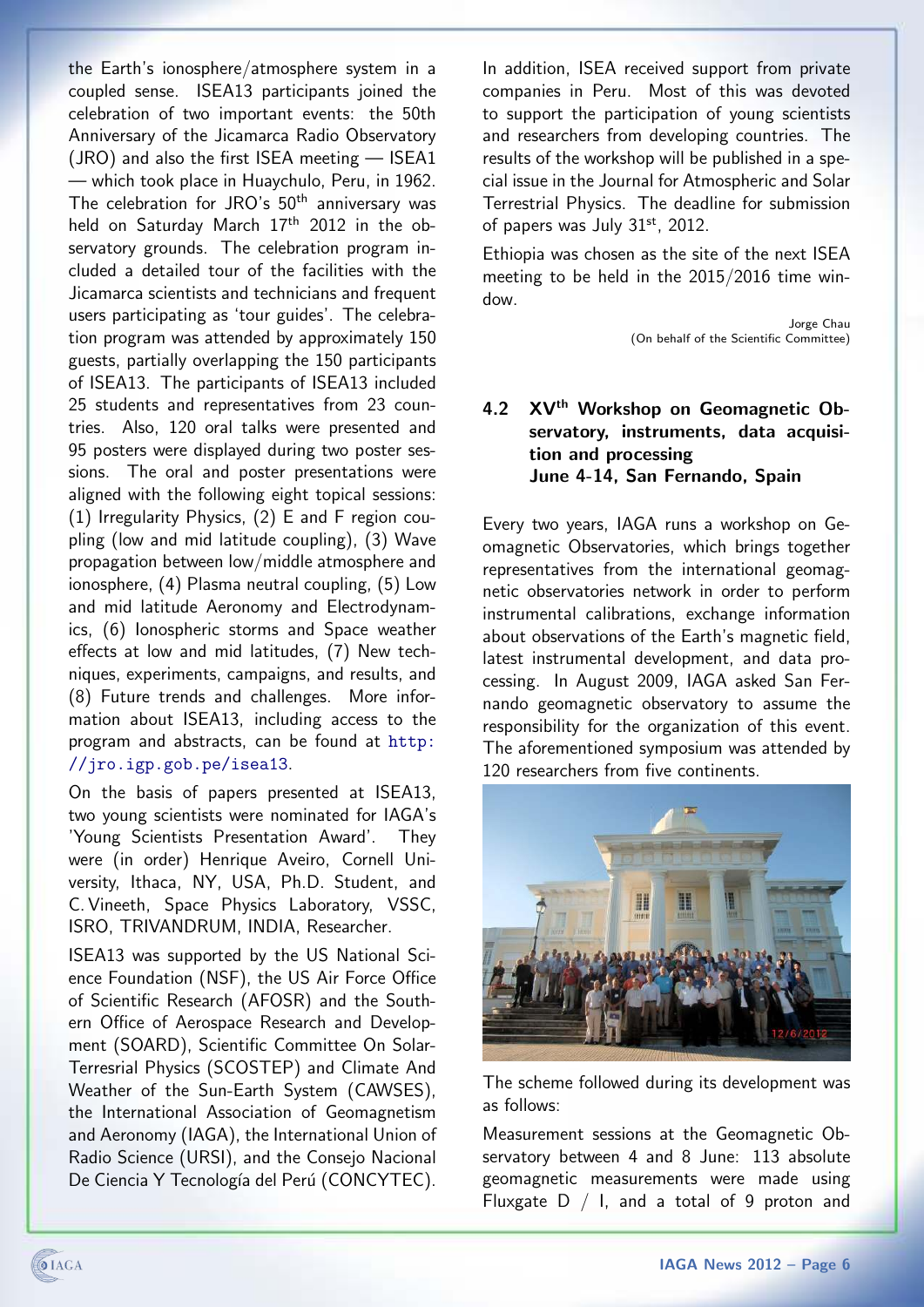the Earth's ionosphere/atmosphere system in a coupled sense. ISEA13 participants joined the celebration of two important events: the 50th Anniversary of the Jicamarca Radio Observatory (JRO) and also the first ISEA meeting — ISEA1 — which took place in Huaychulo, Peru, in 1962. The celebration for JRO's 50th anniversary was held on Saturday March 17th 2012 in the observatory grounds. The celebration program included a detailed tour of the facilities with the Jicamarca scientists and technicians and frequent users participating as 'tour guides'. The celebration program was attended by approximately 150 guests, partially overlapping the 150 participants of ISEA13. The participants of ISEA13 included 25 students and representatives from 23 countries. Also, 120 oral talks were presented and 95 posters were displayed during two poster sessions. The oral and poster presentations were aligned with the following eight topical sessions: (1) Irregularity Physics, (2) E and F region coupling (low and mid latitude coupling), (3) Wave propagation between low/middle atmosphere and ionosphere, (4) Plasma neutral coupling, (5) Low and mid latitude Aeronomy and Electrodynamics, (6) Ionospheric storms and Space weather effects at low and mid latitudes, (7) New techniques, experiments, campaigns, and results, and (8) Future trends and challenges. More information about ISEA13, including access to the program and abstracts, can be found at http://jro.igp.gob.pe/isea13.

On the basis of papers presented at ISEA13, two young scientists were nominated for IAGA's 'Young Scientists Presentation Award'. They were (in order) Henrique Aveiro, Cornell University, Ithaca, NY, USA, Ph.D. Student, and C. Vineeth, Space Physics Laboratory, VSSC, ISRO, TRIVANDRUM, INDIA, Researcher.

ISEA13 was supported by the US National Science Foundation (NSF), the US Air Force Office of Scientific Research (AFOSR) and the Southern Office of Aerospace Research and Development (SOARD), Scientific Committee On Solar-Terresrial Physics (SCOSTEP) and Climate And Weather of the Sun-Earth System (CAWSES), the International Association of Geomagnetism and Aeronomy (IAGA), the International Union of Radio Science (URSI), and the Consejo Nacional De Ciencia Y Tecnología del Perú (CONCYTEC).

In addition, ISEA received support from private companies in Peru. Most of this was devoted to support the participation of young scientists and researchers from developing countries. The results of the workshop will be published in a special issue in the Journal for Atmospheric and Solar Terrestrial Physics. The deadline for submission of papers was July 31st, 2012.

Ethiopia was chosen as the site of the next ISEA meeting to be held in the 2015/2016 time window.

Jorge Chau
(On behalf of the Scientific Committee)

## 4.2 XVth Workshop on Geomagnetic Observatory, instruments, data acquisition and processing June 4-14, San Fernando, Spain

Every two years, IAGA runs a workshop on Geomagnetic Observatories, which brings together representatives from the international geomagnetic observatories network in order to perform instrumental calibrations, exchange information about observations of the Earth's magnetic field, latest instrumental development, and data processing. In August 2009, IAGA asked San Fernando geomagnetic observatory to assume the responsibility for the organization of this event. The aforementioned symposium was attended by 120 researchers from five continents.

The scheme followed during its development was as follows:

Measurement sessions at the Geomagnetic Observatory between 4 and 8 June: 113 absolute geomagnetic measurements were made using Fluxgate D / I, and a total of 9 proton and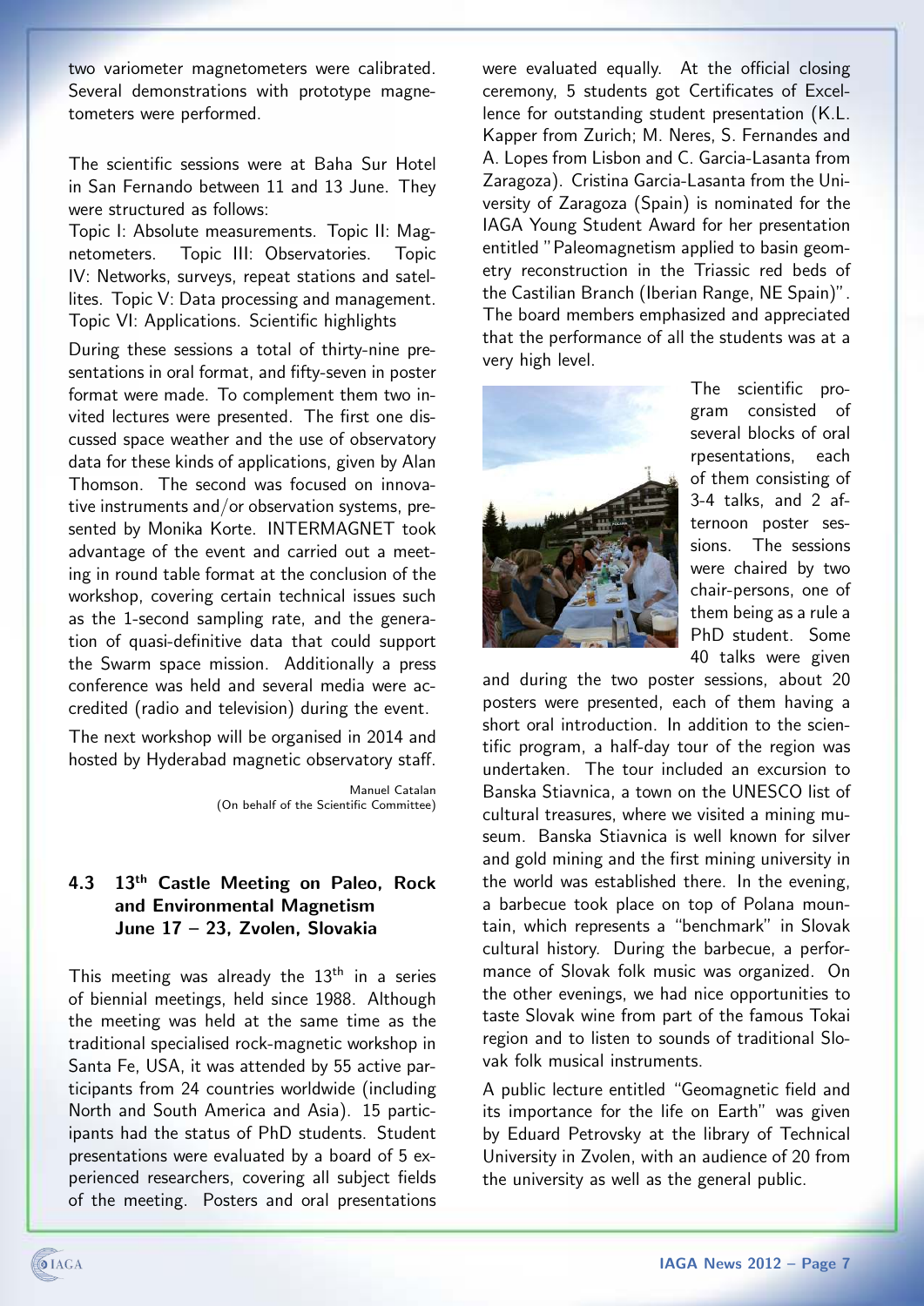two variometer magnetometers were calibrated. Several demonstrations with prototype magnetometers were performed.

The scientific sessions were at Baha Sur Hotel in San Fernando between 11 and 13 June. They were structured as follows:
Topic I: Absolute measurements. Topic II: Magnetometers. Topic III: Observatories. Topic IV: Networks, surveys, repeat stations and satellites. Topic V: Data processing and management. Topic VI: Applications. Scientific highlights

During these sessions a total of thirty-nine presentations in oral format, and fifty-seven in poster format were made. To complement them two invited lectures were presented. The first one discussed space weather and the use of observatory data for these kinds of applications, given by Alan Thomson. The second was focused on innovative instruments and/or observation systems, presented by Monika Korte. INTERMAGNET took advantage of the event and carried out a meeting in round table format at the conclusion of the workshop, covering certain technical issues such as the 1-second sampling rate, and the generation of quasi-definitive data that could support the Swarm space mission. Additionally a press conference was held and several media were accredited (radio and television) during the event.

The next workshop will be organised in 2014 and hosted by Hyderabad magnetic observatory staff.

Manuel Catalan
(On behalf of the Scientific Committee)

## 4.3 13th Castle Meeting on Paleo, Rock and Environmental Magnetism June 17 – 23, Zvolen, Slovakia

This meeting was already the 13th in a series of biennial meetings, held since 1988. Although the meeting was held at the same time as the traditional specialised rock-magnetic workshop in Santa Fe, USA, it was attended by 55 active participants from 24 countries worldwide (including North and South America and Asia). 15 participants had the status of PhD students. Student presentations were evaluated by a board of 5 experienced researchers, covering all subject fields of the meeting. Posters and oral presentations were evaluated equally. At the official closing ceremony, 5 students got Certificates of Excellence for outstanding student presentation (K.L. Kapper from Zurich; M. Neres, S. Fernandes and A. Lopes from Lisbon and C. Garcia-Lasanta from Zaragoza). Cristina Garcia-Lasanta from the University of Zaragoza (Spain) is nominated for the IAGA Young Student Award for her presentation entitled "Paleomagnetism applied to basin geometry reconstruction in the Triassic red beds of the Castilian Branch (Iberian Range, NE Spain)". The board members emphasized and appreciated that the performance of all the students was at a very high level.

The scientific program consisted of several blocks of oral rpesentations, each of them consisting of 3-4 talks, and 2 afternoon poster sessions. The sessions were chaired by two chair-persons, one of them being as a rule a PhD student. Some 40 talks were given and during the two poster sessions, about 20 posters were presented, each of them having a short oral introduction. In addition to the scientific program, a half-day tour of the region was undertaken. The tour included an excursion to Banska Stiavnica, a town on the UNESCO list of cultural treasures, where we visited a mining museum. Banska Stiavnica is well known for silver and gold mining and the first mining university in the world was established there. In the evening, a barbecue took place on top of Polana mountain, which represents a "benchmark" in Slovak cultural history. During the barbecue, a performance of Slovak folk music was organized. On the other evenings, we had nice opportunities to taste Slovak wine from part of the famous Tokai region and to listen to sounds of traditional Slovak folk musical instruments.

A public lecture entitled "Geomagnetic field and its importance for the life on Earth" was given by Eduard Petrovsky at the library of Technical University in Zvolen, with an audience of 20 from the university as well as the general public.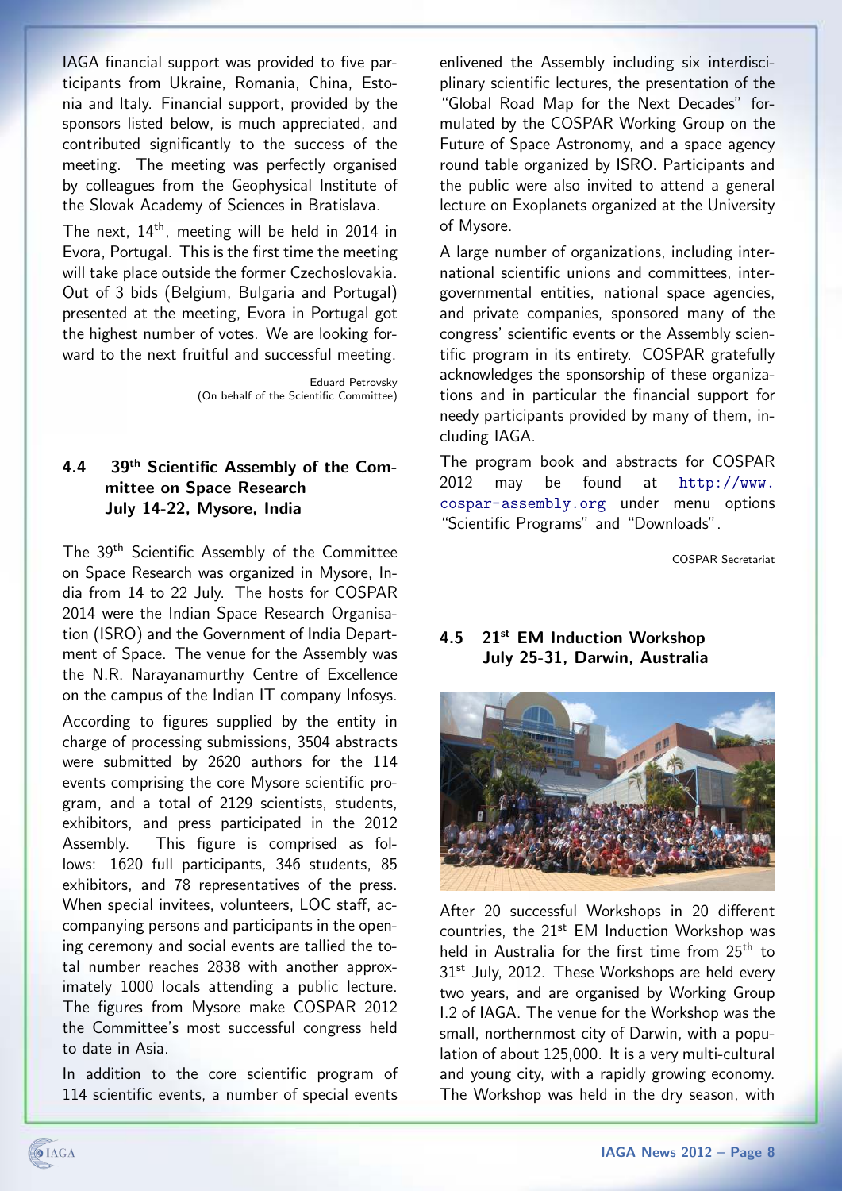IAGA financial support was provided to five participants from Ukraine, Romania, China, Estonia and Italy. Financial support, provided by the sponsors listed below, is much appreciated, and contributed significantly to the success of the meeting. The meeting was perfectly organised by colleagues from the Geophysical Institute of the Slovak Academy of Sciences in Bratislava.

The next, 14th, meeting will be held in 2014 in Evora, Portugal. This is the first time the meeting will take place outside the former Czechoslovakia. Out of 3 bids (Belgium, Bulgaria and Portugal) presented at the meeting, Evora in Portugal got the highest number of votes. We are looking forward to the next fruitful and successful meeting.

Eduard Petrovsky
(On behalf of the Scientific Committee)

### 4.4 39th Scientific Assembly of the Committee on Space Research July 14-22, Mysore, India

The 39th Scientific Assembly of the Committee on Space Research was organized in Mysore, India from 14 to 22 July. The hosts for COSPAR 2014 were the Indian Space Research Organisation (ISRO) and the Government of India Department of Space. The venue for the Assembly was the N.R. Narayanamurthy Centre of Excellence on the campus of the Indian IT company Infosys.

According to figures supplied by the entity in charge of processing submissions, 3504 abstracts were submitted by 2620 authors for the 114 events comprising the core Mysore scientific program, and a total of 2129 scientists, students, exhibitors, and press participated in the 2012 Assembly. This figure is comprised as follows: 1620 full participants, 346 students, 85 exhibitors, and 78 representatives of the press. When special invitees, volunteers, LOC staff, accompanying persons and participants in the opening ceremony and social events are tallied the total number reaches 2838 with another approximately 1000 locals attending a public lecture. The figures from Mysore make COSPAR 2012 the Committee's most successful congress held to date in Asia.

In addition to the core scientific program of 114 scientific events, a number of special events enlivened the Assembly including six interdisciplinary scientific lectures, the presentation of the "Global Road Map for the Next Decades" formulated by the COSPAR Working Group on the Future of Space Astronomy, and a space agency round table organized by ISRO. Participants and the public were also invited to attend a general lecture on Exoplanets organized at the University of Mysore.

A large number of organizations, including international scientific unions and committees, intergovernmental entities, national space agencies, and private companies, sponsored many of the congress' scientific events or the Assembly scientific program in its entirety. COSPAR gratefully acknowledges the sponsorship of these organizations and in particular the financial support for needy participants provided by many of them, including IAGA.

The program book and abstracts for COSPAR 2012 may be found at http://www.cospar-assembly.org under menu options "Scientific Programs" and "Downloads".

COSPAR Secretariat

### 4.5 21st EM Induction Workshop July 25-31, Darwin, Australia

After 20 successful Workshops in 20 different countries, the 21st EM Induction Workshop was held in Australia for the first time from 25th to 31st July, 2012. These Workshops are held every two years, and are organised by Working Group I.2 of IAGA. The venue for the Workshop was the small, northernmost city of Darwin, with a population of about 125,000. It is a very multi-cultural and young city, with a rapidly growing economy. The Workshop was held in the dry season, with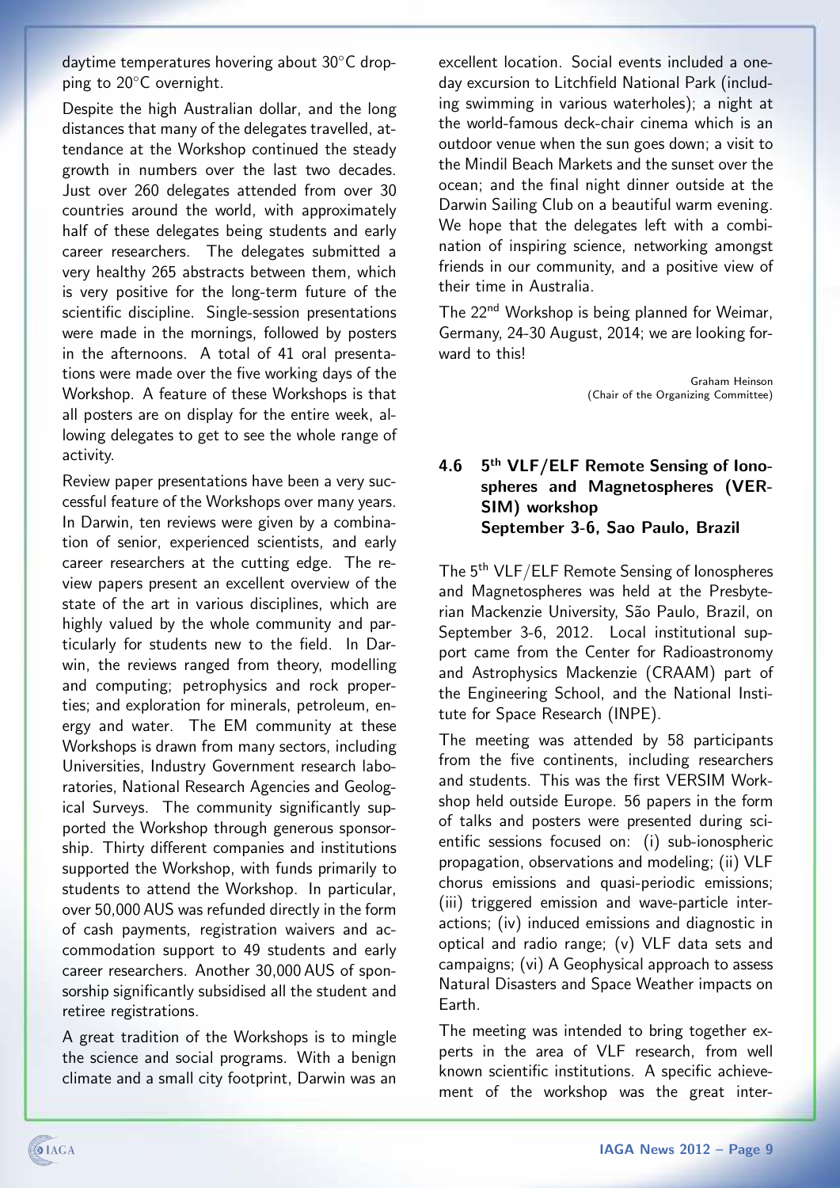daytime temperatures hovering about 30°C dropping to 20°C overnight.

Despite the high Australian dollar, and the long distances that many of the delegates travelled, attendance at the Workshop continued the steady growth in numbers over the last two decades. Just over 260 delegates attended from over 30 countries around the world, with approximately half of these delegates being students and early career researchers. The delegates submitted a very healthy 265 abstracts between them, which is very positive for the long-term future of the scientific discipline. Single-session presentations were made in the mornings, followed by posters in the afternoons. A total of 41 oral presentations were made over the five working days of the Workshop. A feature of these Workshops is that all posters are on display for the entire week, allowing delegates to get to see the whole range of activity.

Review paper presentations have been a very successful feature of the Workshops over many years. In Darwin, ten reviews were given by a combination of senior, experienced scientists, and early career researchers at the cutting edge. The review papers present an excellent overview of the state of the art in various disciplines, which are highly valued by the whole community and particularly for students new to the field. In Darwin, the reviews ranged from theory, modelling and computing; petrophysics and rock properties; and exploration for minerals, petroleum, energy and water. The EM community at these Workshops is drawn from many sectors, including Universities, Industry Government research laboratories, National Research Agencies and Geological Surveys. The community significantly supported the Workshop through generous sponsorship. Thirty different companies and institutions supported the Workshop, with funds primarily to students to attend the Workshop. In particular, over 50,000 AUS was refunded directly in the form of cash payments, registration waivers and accommodation support to 49 students and early career researchers. Another 30,000 AUS of sponsorship significantly subsidised all the student and retiree registrations.

A great tradition of the Workshops is to mingle the science and social programs. With a benign climate and a small city footprint, Darwin was an excellent location. Social events included a one-day excursion to Litchfield National Park (including swimming in various waterholes); a night at the world-famous deck-chair cinema which is an outdoor venue when the sun goes down; a visit to the Mindil Beach Markets and the sunset over the ocean; and the final night dinner outside at the Darwin Sailing Club on a beautiful warm evening. We hope that the delegates left with a combination of inspiring science, networking amongst friends in our community, and a positive view of their time in Australia.

The 22nd Workshop is being planned for Weimar, Germany, 24-30 August, 2014; we are looking forward to this!

Graham Heinson
(Chair of the Organizing Committee)

### 4.6 5th VLF/ELF Remote Sensing of Ionospheres and Magnetospheres (VERSIM) workshop September 3-6, Sao Paulo, Brazil

The 5th VLF/ELF Remote Sensing of Ionospheres and Magnetospheres was held at the Presbyterian Mackenzie University, São Paulo, Brazil, on September 3-6, 2012. Local institutional support came from the Center for Radioastronomy and Astrophysics Mackenzie (CRAAM) part of the Engineering School, and the National Institute for Space Research (INPE).

The meeting was attended by 58 participants from the five continents, including researchers and students. This was the first VERSIM Workshop held outside Europe. 56 papers in the form of talks and posters were presented during scientific sessions focused on: (i) sub-ionospheric propagation, observations and modeling; (ii) VLF chorus emissions and quasi-periodic emissions; (iii) triggered emission and wave-particle interactions; (iv) induced emissions and diagnostic in optical and radio range; (v) VLF data sets and campaigns; (vi) A Geophysical approach to assess Natural Disasters and Space Weather impacts on Earth.

The meeting was intended to bring together experts in the area of VLF research, from well known scientific institutions. A specific achievement of the workshop was the great inter-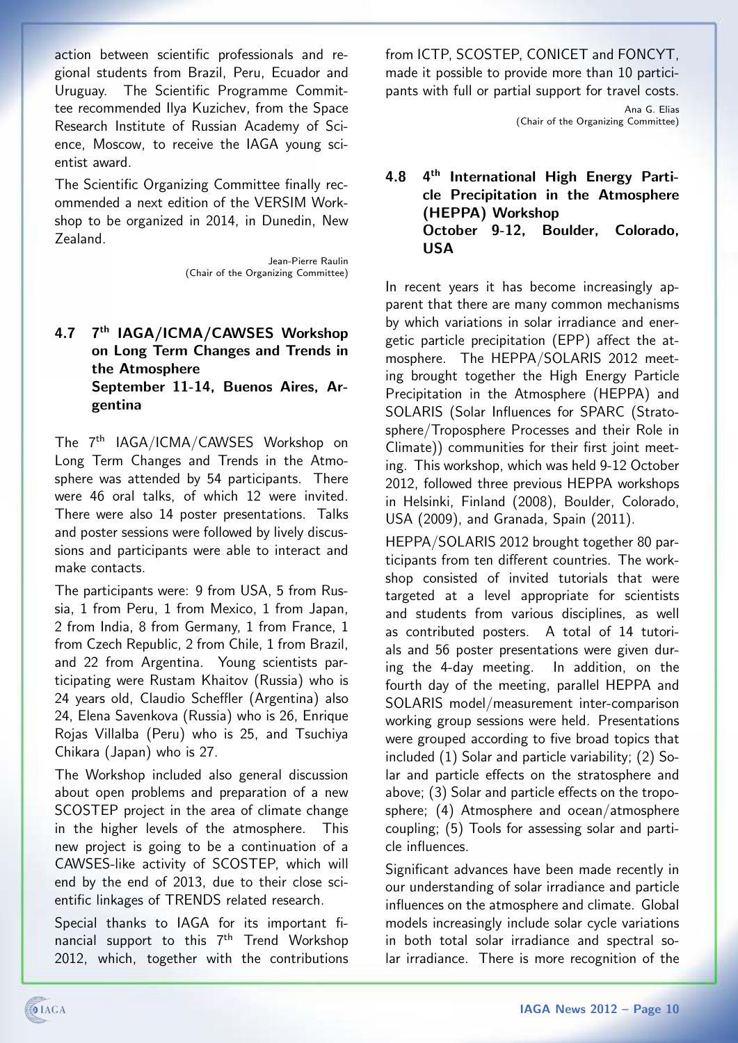action between scientific professionals and regional students from Brazil, Peru, Ecuador and Uruguay. The Scientific Programme Committee recommended Ilya Kuzichev, from the Space Research Institute of Russian Academy of Science, Moscow, to receive the IAGA young scientist award.

The Scientific Organizing Committee finally recommended a next edition of the VERSIM Workshop to be organized in 2014, in Dunedin, New Zealand.

Jean-Pierre Raulin
(Chair of the Organizing Committee)

### 4.7 7th IAGA/ICMA/CAWSES Workshop on Long Term Changes and Trends in the Atmosphere September 11-14, Buenos Aires, Argentina

The 7th IAGA/ICMA/CAWSES Workshop on Long Term Changes and Trends in the Atmosphere was attended by 54 participants. There were 46 oral talks, of which 12 were invited. There were also 14 poster presentations. Talks and poster sessions were followed by lively discussions and participants were able to interact and make contacts.

The participants were: 9 from USA, 5 from Russia, 1 from Peru, 1 from Mexico, 1 from Japan, 2 from India, 8 from Germany, 1 from France, 1 from Czech Republic, 2 from Chile, 1 from Brazil, and 22 from Argentina. Young scientists participating were Rustam Khaitov (Russia) who is 24 years old, Claudio Scheffler (Argentina) also 24, Elena Savenkova (Russia) who is 26, Enrique Rojas Villalba (Peru) who is 25, and Tsuchiya Chikara (Japan) who is 27.

The Workshop included also general discussion about open problems and preparation of a new SCOSTEP project in the area of climate change in the higher levels of the atmosphere. This new project is going to be a continuation of a CAWSES-like activity of SCOSTEP, which will end by the end of 2013, due to their close scientific linkages of TRENDS related research.

Special thanks to IAGA for its important financial support to this 7th Trend Workshop 2012, which, together with the contributions from ICTP, SCOSTEP, CONICET and FONCYT, made it possible to provide more than 10 participants with full or partial support for travel costs.

Ana G. Elias
(Chair of the Organizing Committee)

### 4.8 4th International High Energy Particle Precipitation in the Atmosphere (HEPPA) Workshop October 9-12, Boulder, Colorado, USA

In recent years it has become increasingly apparent that there are many common mechanisms by which variations in solar irradiance and energetic particle precipitation (EPP) affect the atmosphere. The HEPPA/SOLARIS 2012 meeting brought together the High Energy Particle Precipitation in the Atmosphere (HEPPA) and SOLARIS (Solar Influences for SPARC (Stratosphere/Troposphere Processes and their Role in Climate)) communities for their first joint meeting. This workshop, which was held 9-12 October 2012, followed three previous HEPPA workshops in Helsinki, Finland (2008), Boulder, Colorado, USA (2009), and Granada, Spain (2011).

HEPPA/SOLARIS 2012 brought together 80 participants from ten different countries. The workshop consisted of invited tutorials that were targeted at a level appropriate for scientists and students from various disciplines, as well as contributed posters. A total of 14 tutorials and 56 poster presentations were given during the 4-day meeting. In addition, on the fourth day of the meeting, parallel HEPPA and SOLARIS model/measurement inter-comparison working group sessions were held. Presentations were grouped according to five broad topics that included (1) Solar and particle variability; (2) Solar and particle effects on the stratosphere and above; (3) Solar and particle effects on the troposphere; (4) Atmosphere and ocean/atmosphere coupling; (5) Tools for assessing solar and particle influences.

Significant advances have been made recently in our understanding of solar irradiance and particle influences on the atmosphere and climate. Global models increasingly include solar cycle variations in both total solar irradiance and spectral solar irradiance. There is more recognition of the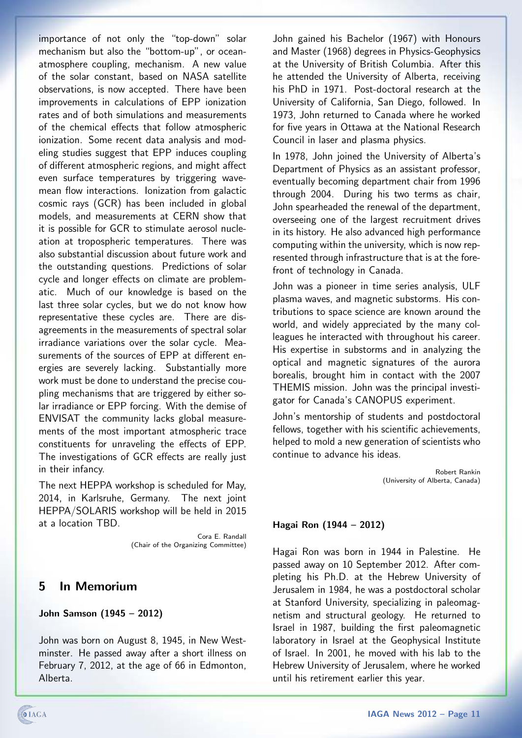importance of not only the "top-down" solar mechanism but also the "bottom-up", or ocean-atmosphere coupling, mechanism. A new value of the solar constant, based on NASA satellite observations, is now accepted. There have been improvements in calculations of EPP ionization rates and of both simulations and measurements of the chemical effects that follow atmospheric ionization. Some recent data analysis and modeling studies suggest that EPP induces coupling of different atmospheric regions, and might affect even surface temperatures by triggering wave-mean flow interactions. Ionization from galactic cosmic rays (GCR) has been included in global models, and measurements at CERN show that it is possible for GCR to stimulate aerosol nucleation at tropospheric temperatures. There was also substantial discussion about future work and the outstanding questions. Predictions of solar cycle and longer effects on climate are problematic. Much of our knowledge is based on the last three solar cycles, but we do not know how representative these cycles are. There are disagreements in the measurements of spectral solar irradiance variations over the solar cycle. Measurements of the sources of EPP at different energies are severely lacking. Substantially more work must be done to understand the precise coupling mechanisms that are triggered by either solar irradiance or EPP forcing. With the demise of ENVISAT the community lacks global measurements of the most important atmospheric trace constituents for unraveling the effects of EPP. The investigations of GCR effects are really just in their infancy.

The next HEPPA workshop is scheduled for May, 2014, in Karlsruhe, Germany. The next joint HEPPA/SOLARIS workshop will be held in 2015 at a location TBD.

Cora E. Randall
(Chair of the Organizing Committee)

## 5 In Memorium

**John Samson (1945 – 2012)**

John was born on August 8, 1945, in New Westminster. He passed away after a short illness on February 7, 2012, at the age of 66 in Edmonton, Alberta.

John gained his Bachelor (1967) with Honours and Master (1968) degrees in Physics-Geophysics at the University of British Columbia. After this he attended the University of Alberta, receiving his PhD in 1971. Post-doctoral research at the University of California, San Diego, followed. In 1973, John returned to Canada where he worked for five years in Ottawa at the National Research Council in laser and plasma physics.

In 1978, John joined the University of Alberta's Department of Physics as an assistant professor, eventually becoming department chair from 1996 through 2004. During his two terms as chair, John spearheaded the renewal of the department, overseeing one of the largest recruitment drives in its history. He also advanced high performance computing within the university, which is now represented through infrastructure that is at the forefront of technology in Canada.

John was a pioneer in time series analysis, ULF plasma waves, and magnetic substorms. His contributions to space science are known around the world, and widely appreciated by the many colleagues he interacted with throughout his career. His expertise in substorms and in analyzing the optical and magnetic signatures of the aurora borealis, brought him in contact with the 2007 THEMIS mission. John was the principal investigator for Canada's CANOPUS experiment.

John's mentorship of students and postdoctoral fellows, together with his scientific achievements, helped to mold a new generation of scientists who continue to advance his ideas.

Robert Rankin
(University of Alberta, Canada)

**Hagai Ron (1944 – 2012)**

Hagai Ron was born in 1944 in Palestine. He passed away on 10 September 2012. After completing his Ph.D. at the Hebrew University of Jerusalem in 1984, he was a postdoctoral scholar at Stanford University, specializing in paleomagnetism and structural geology. He returned to Israel in 1987, building the first paleomagnetic laboratory in Israel at the Geophysical Institute of Israel. In 2001, he moved with his lab to the Hebrew University of Jerusalem, where he worked until his retirement earlier this year.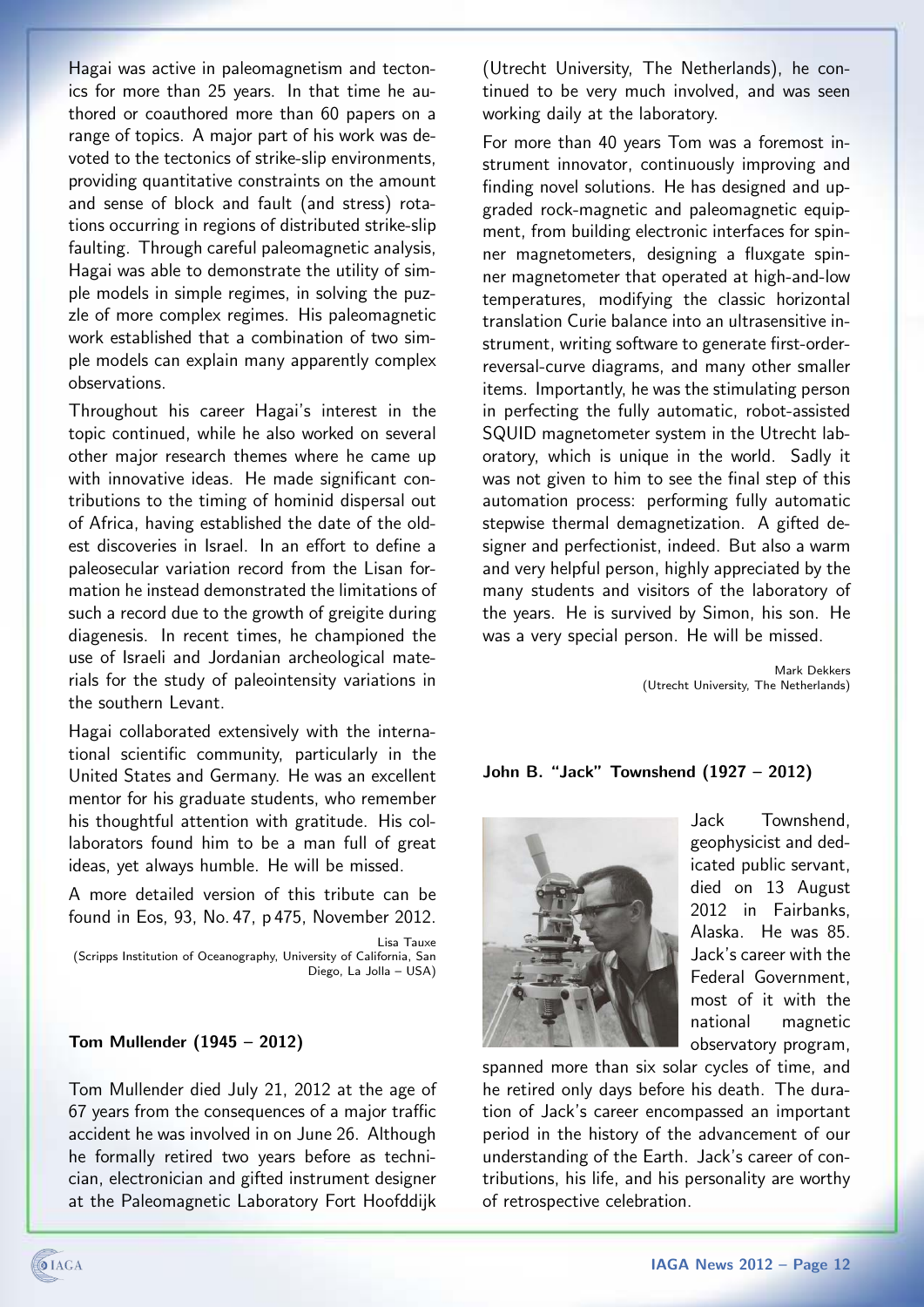Hagai was active in paleomagnetism and tectonics for more than 25 years. In that time he authored or coauthored more than 60 papers on a range of topics. A major part of his work was devoted to the tectonics of strike-slip environments, providing quantitative constraints on the amount and sense of block and fault (and stress) rotations occurring in regions of distributed strike-slip faulting. Through careful paleomagnetic analysis, Hagai was able to demonstrate the utility of simple models in simple regimes, in solving the puzzle of more complex regimes. His paleomagnetic work established that a combination of two simple models can explain many apparently complex observations.

Throughout his career Hagai's interest in the topic continued, while he also worked on several other major research themes where he came up with innovative ideas. He made significant contributions to the timing of hominid dispersal out of Africa, having established the date of the oldest discoveries in Israel. In an effort to define a paleosecular variation record from the Lisan formation he instead demonstrated the limitations of such a record due to the growth of greigite during diagenesis. In recent times, he championed the use of Israeli and Jordanian archeological materials for the study of paleointensity variations in the southern Levant.

Hagai collaborated extensively with the international scientific community, particularly in the United States and Germany. He was an excellent mentor for his graduate students, who remember his thoughtful attention with gratitude. His collaborators found him to be a man full of great ideas, yet always humble. He will be missed.

A more detailed version of this tribute can be found in Eos, 93, No. 47, p 475, November 2012.

Lisa Tauxe
(Scripps Institution of Oceanography, University of California, San Diego, La Jolla – USA)

### Tom Mullender (1945 – 2012)

Tom Mullender died July 21, 2012 at the age of 67 years from the consequences of a major traffic accident he was involved in on June 26. Although he formally retired two years before as technician, electronician and gifted instrument designer at the Paleomagnetic Laboratory Fort Hoofddijk (Utrecht University, The Netherlands), he continued to be very much involved, and was seen working daily at the laboratory.

For more than 40 years Tom was a foremost instrument innovator, continuously improving and finding novel solutions. He has designed and upgraded rock-magnetic and paleomagnetic equipment, from building electronic interfaces for spinner magnetometers, designing a fluxgate spinner magnetometer that operated at high-and-low temperatures, modifying the classic horizontal translation Curie balance into an ultrasensitive instrument, writing software to generate first-order-reversal-curve diagrams, and many other smaller items. Importantly, he was the stimulating person in perfecting the fully automatic, robot-assisted SQUID magnetometer system in the Utrecht laboratory, which is unique in the world. Sadly it was not given to him to see the final step of this automation process: performing fully automatic stepwise thermal demagnetization. A gifted designer and perfectionist, indeed. But also a warm and very helpful person, highly appreciated by the many students and visitors of the laboratory of the years. He is survived by Simon, his son. He was a very special person. He will be missed.

Mark Dekkers
(Utrecht University, The Netherlands)

### John B. "Jack" Townshend (1927 – 2012)

Jack Townshend, geophysicist and dedicated public servant, died on 13 August 2012 in Fairbanks, Alaska. He was 85. Jack's career with the Federal Government, most of it with the national magnetic observatory program, spanned more than six solar cycles of time, and he retired only days before his death. The duration of Jack's career encompassed an important period in the history of the advancement of our understanding of the Earth. Jack's career of contributions, his life, and his personality are worthy of retrospective celebration.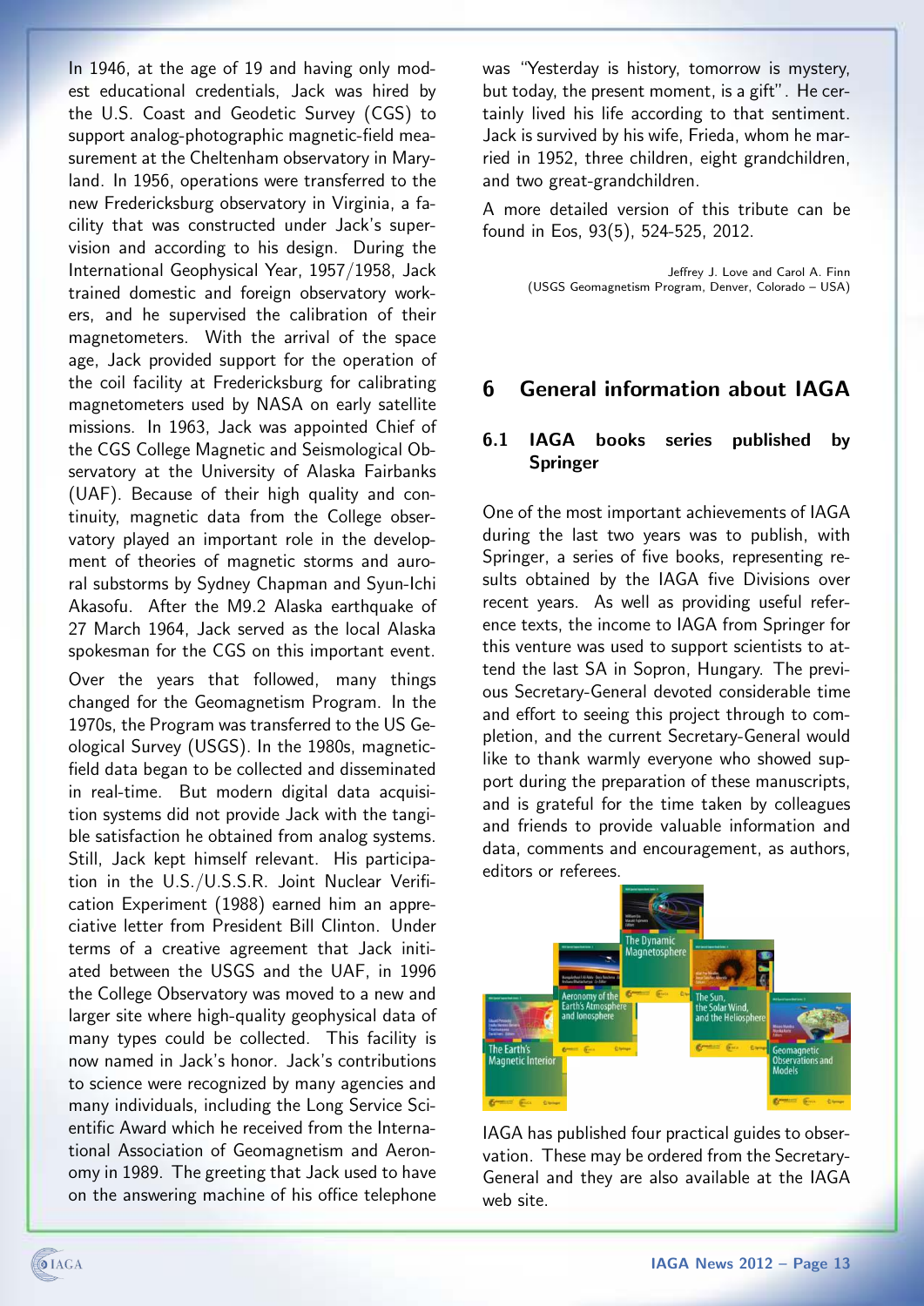In 1946, at the age of 19 and having only modest educational credentials, Jack was hired by the U.S. Coast and Geodetic Survey (CGS) to support analog-photographic magnetic-field measurement at the Cheltenham observatory in Maryland. In 1956, operations were transferred to the new Fredericksburg observatory in Virginia, a facility that was constructed under Jack's supervision and according to his design. During the International Geophysical Year, 1957/1958, Jack trained domestic and foreign observatory workers, and he supervised the calibration of their magnetometers. With the arrival of the space age, Jack provided support for the operation of the coil facility at Fredericksburg for calibrating magnetometers used by NASA on early satellite missions. In 1963, Jack was appointed Chief of the CGS College Magnetic and Seismological Observatory at the University of Alaska Fairbanks (UAF). Because of their high quality and continuity, magnetic data from the College observatory played an important role in the development of theories of magnetic storms and auroral substorms by Sydney Chapman and Syun-Ichi Akasofu. After the M9.2 Alaska earthquake of 27 March 1964, Jack served as the local Alaska spokesman for the CGS on this important event.

Over the years that followed, many things changed for the Geomagnetism Program. In the 1970s, the Program was transferred to the US Geological Survey (USGS). In the 1980s, magnetic-field data began to be collected and disseminated in real-time. But modern digital data acquisition systems did not provide Jack with the tangible satisfaction he obtained from analog systems. Still, Jack kept himself relevant. His participation in the U.S./U.S.S.R. Joint Nuclear Verification Experiment (1988) earned him an appreciative letter from President Bill Clinton. Under terms of a creative agreement that Jack initiated between the USGS and the UAF, in 1996 the College Observatory was moved to a new and larger site where high-quality geophysical data of many types could be collected. This facility is now named in Jack's honor. Jack's contributions to science were recognized by many agencies and many individuals, including the Long Service Scientific Award which he received from the International Association of Geomagnetism and Aeronomy in 1989. The greeting that Jack used to have on the answering machine of his office telephone was "Yesterday is history, tomorrow is mystery, but today, the present moment, is a gift". He certainly lived his life according to that sentiment. Jack is survived by his wife, Frieda, whom he married in 1952, three children, eight grandchildren, and two great-grandchildren.

A more detailed version of this tribute can be found in Eos, 93(5), 524-525, 2012.

Jeffrey J. Love and Carol A. Finn
(USGS Geomagnetism Program, Denver, Colorado – USA)

# 6 General information about IAGA

## 6.1 IAGA books series published by Springer

One of the most important achievements of IAGA during the last two years was to publish, with Springer, a series of five books, representing results obtained by the IAGA five Divisions over recent years. As well as providing useful reference texts, the income to IAGA from Springer for this venture was used to support scientists to attend the last SA in Sopron, Hungary. The previous Secretary-General devoted considerable time and effort to seeing this project through to completion, and the current Secretary-General would like to thank warmly everyone who showed support during the preparation of these manuscripts, and is grateful for the time taken by colleagues and friends to provide valuable information and data, comments and encouragement, as authors, editors or referees.

IAGA has published four practical guides to observation. These may be ordered from the Secretary-General and they are also available at the IAGA web site.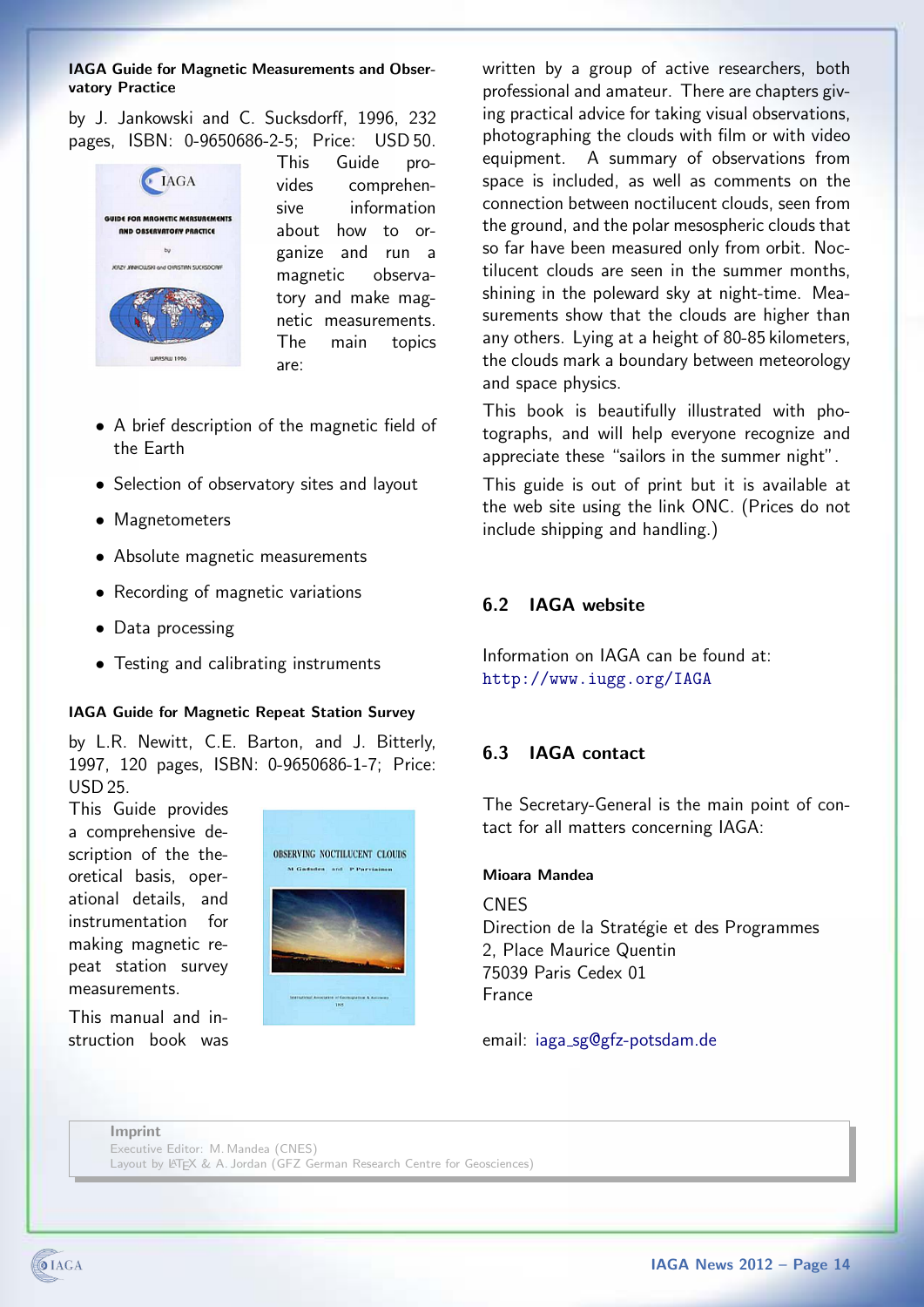**IAGA Guide for Magnetic Measurements and Observatory Practice**

by J. Jankowski and C. Sucksdorff, 1996, 232 pages, ISBN: 0-9650686-2-5; Price: USD 50.

This Guide provides comprehensive information about how to organize and run a magnetic observatory and make magnetic measurements. The main topics are:

- A brief description of the magnetic field of the Earth
- Selection of observatory sites and layout
- Magnetometers
- Absolute magnetic measurements
- Recording of magnetic variations
- Data processing
- Testing and calibrating instruments

**IAGA Guide for Magnetic Repeat Station Survey**

by L.R. Newitt, C.E. Barton, and J. Bitterly, 1997, 120 pages, ISBN: 0-9650686-1-7; Price: USD 25.

This Guide provides a comprehensive description of the theoretical basis, operational details, and instrumentation for making magnetic repeat station survey measurements.

This manual and instruction book was written by a group of active researchers, both professional and amateur. There are chapters giving practical advice for taking visual observations, photographing the clouds with film or with video equipment. A summary of observations from space is included, as well as comments on the connection between noctilucent clouds, seen from the ground, and the polar mesospheric clouds that so far have been measured only from orbit. Noctilucent clouds are seen in the summer months, shining in the poleward sky at night-time. Measurements show that the clouds are higher than any others. Lying at a height of 80-85 kilometers, the clouds mark a boundary between meteorology and space physics.

This book is beautifully illustrated with photographs, and will help everyone recognize and appreciate these "sailors in the summer night".

This guide is out of print but it is available at the web site using the link ONC. (Prices do not include shipping and handling.)

## 6.2 IAGA website

Information on IAGA can be found at:
http://www.iugg.org/IAGA

## 6.3 IAGA contact

The Secretary-General is the main point of contact for all matters concerning IAGA:

**Mioara Mandea**

CNES
Direction de la Stratégie et des Programmes
2, Place Maurice Quentin
75039 Paris Cedex 01
France

email: iaga_sg@gfz-potsdam.de

**Imprint**
Executive Editor: M. Mandea (CNES)
Layout by LaTeX & A. Jordan (GFZ German Research Centre for Geosciences)